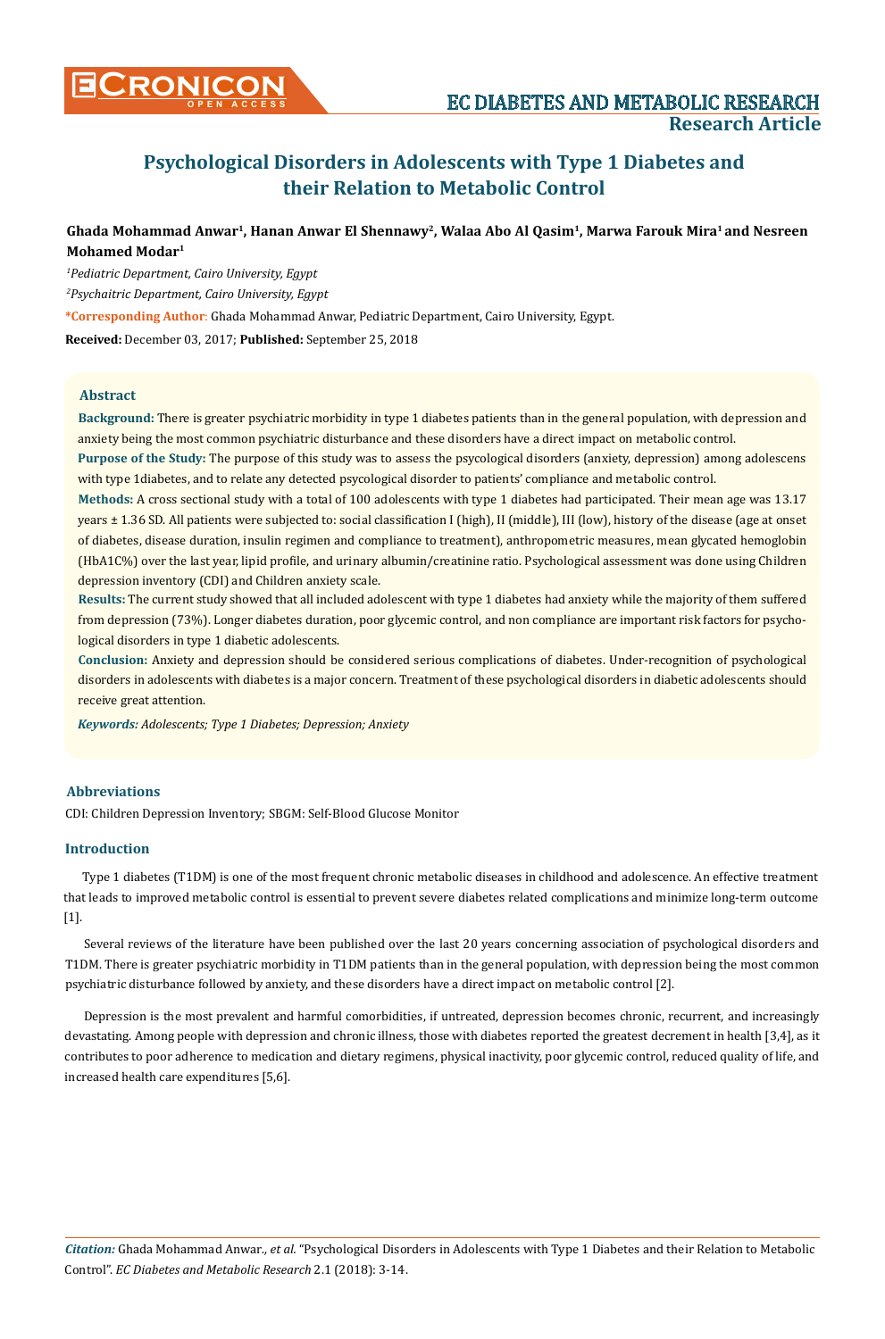# Psychological Disorders in Adolescents with Type 1 Diabetes and their Relation to Metabolic Control

**Ghada Mohammad Anwar[1], Hanan Anwar El Shennawy[2], Walaa Abo Al Qasim[1], Marwa Farouk Mira[1] and Nesreen Mohamed Modar[1]**

*[1]Pediatric Department, Cairo University, Egypt*

*[2]Psychiatric Department, Cairo University, Egypt*

**\*Corresponding Author**: Ghada Mohammad Anwar, Pediatric Department, Cairo University, Egypt.

**Received:** December 03, 2017; **Published:** September 25, 2018

## Abstract

**Background:** There is greater psychiatric morbidity in type 1 diabetes patients than in the general population, with depression and anxiety being the most common psychiatric disturbance and these disorders have a direct impact on metabolic control.

**Purpose of the Study:** The purpose of this study was to assess the psycological disorders (anxiety, depression) among adolescens with type 1diabetes, and to relate any detected psycological disorder to patients' compliance and metabolic control.

**Methods:** A cross sectional study with a total of 100 adolescents with type 1 diabetes had participated. Their mean age was 13.17 years ± 1.36 SD. All patients were subjected to: social classification I (high), II (middle), III (low), history of the disease (age at onset of diabetes, disease duration, insulin regimen and compliance to treatment), anthropometric measures, mean glycated hemoglobin (HbA1C%) over the last year, lipid profile, and urinary albumin/creatinine ratio. Psychological assessment was done using Children depression inventory (CDI) and Children anxiety scale.

**Results:** The current study showed that all included adolescent with type 1 diabetes had anxiety while the majority of them suffered from depression (73%). Longer diabetes duration, poor glycemic control, and non compliance are important risk factors for psychological disorders in type 1 diabetic adolescents.

**Conclusion:** Anxiety and depression should be considered serious complications of diabetes. Under-recognition of psychological disorders in adolescents with diabetes is a major concern. Treatment of these psychological disorders in diabetic adolescents should receive great attention.

***Keywords:*** *Adolescents; Type 1 Diabetes; Depression; Anxiety*

## Abbreviations

CDI: Children Depression Inventory; SBGM: Self-Blood Glucose Monitor

## Introduction

Type 1 diabetes (T1DM) is one of the most frequent chronic metabolic diseases in childhood and adolescence. An effective treatment that leads to improved metabolic control is essential to prevent severe diabetes related complications and minimize long-term outcome [1].

Several reviews of the literature have been published over the last 20 years concerning association of psychological disorders and T1DM. There is greater psychiatric morbidity in T1DM patients than in the general population, with depression being the most common psychiatric disturbance followed by anxiety, and these disorders have a direct impact on metabolic control [2].

Depression is the most prevalent and harmful comorbidities, if untreated, depression becomes chronic, recurrent, and increasingly devastating. Among people with depression and chronic illness, those with diabetes reported the greatest decrement in health [3,4], as it contributes to poor adherence to medication and dietary regimens, physical inactivity, poor glycemic control, reduced quality of life, and increased health care expenditures [5,6].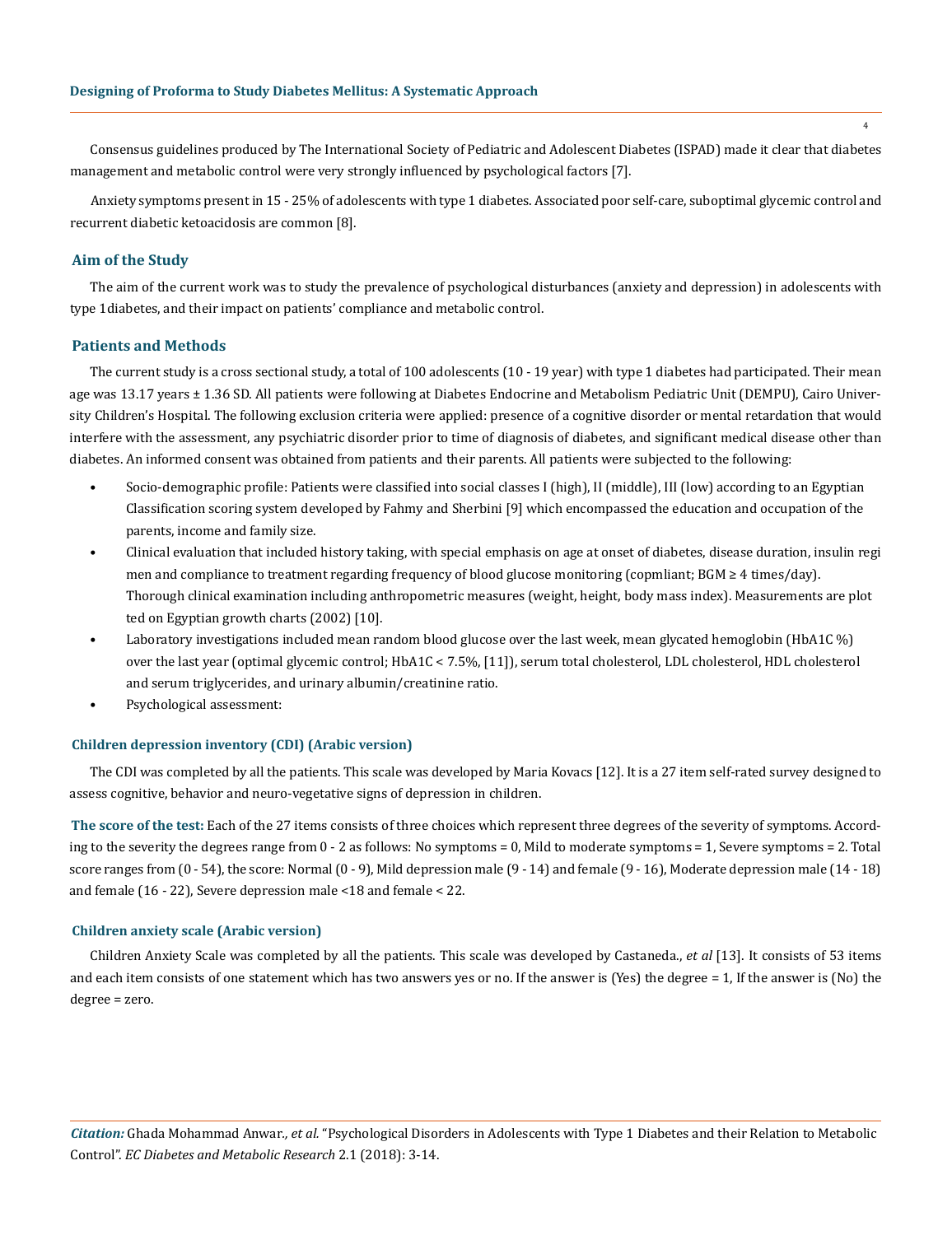Consensus guidelines produced by The International Society of Pediatric and Adolescent Diabetes (ISPAD) made it clear that diabetes management and metabolic control were very strongly influenced by psychological factors [7].

Anxiety symptoms present in 15 - 25% of adolescents with type 1 diabetes. Associated poor self-care, suboptimal glycemic control and recurrent diabetic ketoacidosis are common [8].

## Aim of the Study

The aim of the current work was to study the prevalence of psychological disturbances (anxiety and depression) in adolescents with type 1diabetes, and their impact on patients' compliance and metabolic control.

## Patients and Methods

The current study is a cross sectional study, a total of 100 adolescents (10 - 19 year) with type 1 diabetes had participated. Their mean age was 13.17 years ± 1.36 SD. All patients were following at Diabetes Endocrine and Metabolism Pediatric Unit (DEMPU), Cairo University Children's Hospital. The following exclusion criteria were applied: presence of a cognitive disorder or mental retardation that would interfere with the assessment, any psychiatric disorder prior to time of diagnosis of diabetes, and significant medical disease other than diabetes. An informed consent was obtained from patients and their parents. All patients were subjected to the following:

- Socio-demographic profile: Patients were classified into social classes I (high), II (middle), III (low) according to an Egyptian Classification scoring system developed by Fahmy and Sherbini [9] which encompassed the education and occupation of the parents, income and family size.
- Clinical evaluation that included history taking, with special emphasis on age at onset of diabetes, disease duration, insulin regimen and compliance to treatment regarding frequency of blood glucose monitoring (copmliant; BGM ≥ 4 times/day). Thorough clinical examination including anthropometric measures (weight, height, body mass index). Measurements are plotted on Egyptian growth charts (2002) [10].
- Laboratory investigations included mean random blood glucose over the last week, mean glycated hemoglobin (HbA1C %) over the last year (optimal glycemic control; HbA1C < 7.5%, [11]), serum total cholesterol, LDL cholesterol, HDL cholesterol and serum triglycerides, and urinary albumin/creatinine ratio.
- Psychological assessment:

### Children depression inventory (CDI) (Arabic version)

The CDI was completed by all the patients. This scale was developed by Maria Kovacs [12]. It is a 27 item self-rated survey designed to assess cognitive, behavior and neuro-vegetative signs of depression in children.

**The score of the test:** Each of the 27 items consists of three choices which represent three degrees of the severity of symptoms. According to the severity the degrees range from 0 - 2 as follows: No symptoms = 0, Mild to moderate symptoms = 1, Severe symptoms = 2. Total score ranges from (0 - 54), the score: Normal (0 - 9), Mild depression male (9 - 14) and female (9 - 16), Moderate depression male (14 - 18) and female (16 - 22), Severe depression male <18 and female < 22.

### Children anxiety scale (Arabic version)

Children Anxiety Scale was completed by all the patients. This scale was developed by Castaneda., *et al* [13]. It consists of 53 items and each item consists of one statement which has two answers yes or no. If the answer is (Yes) the degree = 1, If the answer is (No) the degree = zero.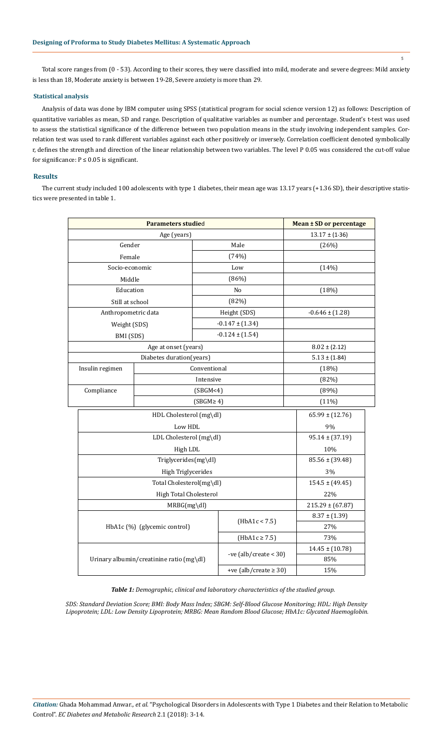Total score ranges from (0 - 53). According to their scores, they were classified into mild, moderate and severe degrees: Mild anxiety is less than 18, Moderate anxiety is between 19-28, Severe anxiety is more than 29.

### Statistical analysis

Analysis of data was done by IBM computer using SPSS (statistical program for social science version 12) as follows: Description of quantitative variables as mean, SD and range. Description of qualitative variables as number and percentage. Student's t-test was used to assess the statistical significance of the difference between two population means in the study involving independent samples. Correlation test was used to rank different variables against each other positively or inversely. Correlation coefficient denoted symbolically r, defines the strength and direction of the linear relationship between two variables. The level P 0.05 was considered the cut-off value for significance: $P \leq 0.05$ is significant.

## Results

The current study included 100 adolescents with type 1 diabetes, their mean age was 13.17 years (+1.36 SD), their descriptive statistics were presented in table 1.

| Parameters studied | | | Mean ± SD or percentage |
|---|---|---|---|
| Age (years) | | | 13.17 ± (1.36) |
| Gender | | Male | (26%) |
| Female | | (74%) | |
| Socio-economic | | Low | (14%) |
| Middle | | (86%) | |
| Education | | No | (18%) |
| Still at school | | (82%) | |
| Anthropometric data | | Height (SDS) | -0.646 ± (1.28) |
| Weight (SDS) | | -0.147 ± (1.34) | |
| BMI (SDS) | | -0.124 ± (1.54) | |
| Age at onset (years) | | | 8.02 ± (2.12) |
| Diabetes duration(years) | | | 5.13 ± (1.84) |
| Insulin regimen | Conventional | | (18%) |
| | Intensive | | (82%) |
| Compliance | (SBGM<4) | | (89%) |
| | (SBGM≥ 4) | | (11%) |
| HDL Cholesterol (mg\dl) | | | 65.99 ± (12.76) |
| Low HDL | | | 9% |
| LDL Cholesterol (mg\dl) | | | 95.14 ± (37.19) |
| High LDL | | | 10% |
| Triglycerides(mg\dl) | | | 85.56 ± (39.48) |
| High Triglycerides | | | 3% |
| Total Cholesterol(mg\dl) | | | 154.5 ± (49.45) |
| High Total Cholesterol | | | 22% |
| MRBG(mg\dl) | | | 215.29 ± (67.87) |
| HbA1c (%) (glycemic control) | | (HbA1c < 7.5) | 8.37 ± (1.39) |
| | | | 27% |
| | | (HbA1c ≥ 7.5) | 73% |
| Urinary albumin/creatinine ratio (mg\dl) | | -ve (alb/create < 30) | 14.45 ± (10.78) |
| | | | 85% |
| | | +ve (alb/create ≥ 30) | 15% |

*Table 1: Demographic, clinical and laboratory characteristics of the studied group.*

*SDS: Standard Deviation Score; BMI: Body Mass Index; SBGM: Self-Blood Glucose Monitoring; HDL: High Density Lipoprotein; LDL: Low Density Lipoprotein; MRBG: Mean Random Blood Glucose; HbA1c: Glycated Haemoglobin.*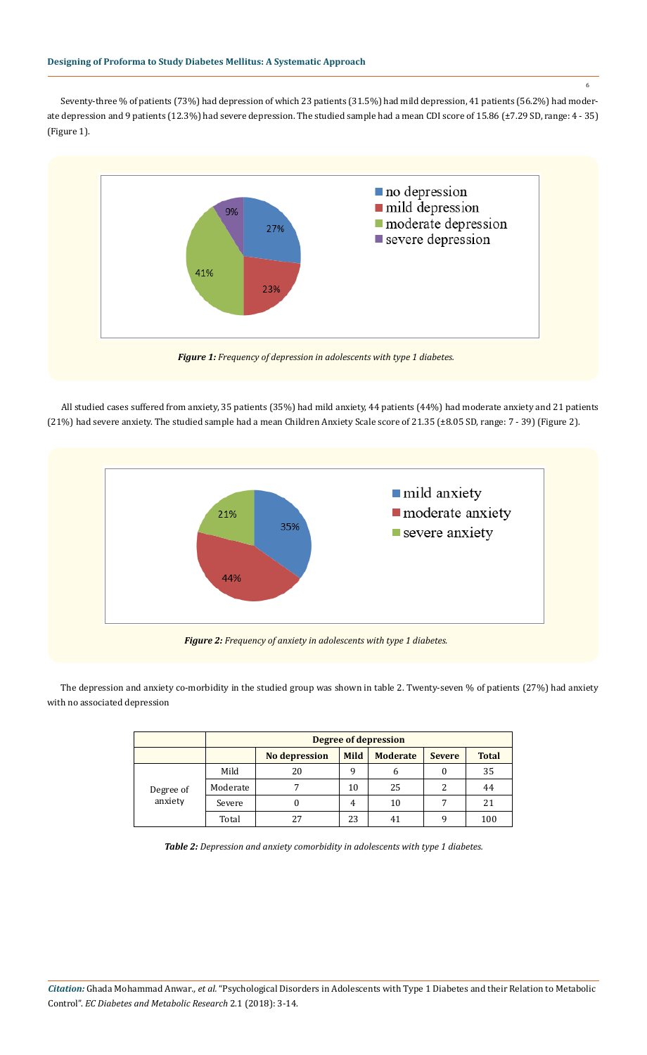Seventy-three % of patients (73%) had depression of which 23 patients (31.5%) had mild depression, 41 patients (56.2%) had moderate depression and 9 patients (12.3%) had severe depression. The studied sample had a mean CDI score of 15.86 (±7.29 SD, range: 4 - 35) (Figure 1).

*Figure 1: Frequency of depression in adolescents with type 1 diabetes.*

All studied cases suffered from anxiety, 35 patients (35%) had mild anxiety, 44 patients (44%) had moderate anxiety and 21 patients (21%) had severe anxiety. The studied sample had a mean Children Anxiety Scale score of 21.35 (±8.05 SD, range: 7 - 39) (Figure 2).

*Figure 2: Frequency of anxiety in adolescents with type 1 diabetes.*

The depression and anxiety co-morbidity in the studied group was shown in table 2. Twenty-seven % of patients (27%) had anxiety with no associated depression

| | | **Degree of depression** | | | | |
|---|---|---|---|---|---|---|
| | | **No depression** | **Mild** | **Moderate** | **Severe** | **Total** |
| Degree of anxiety | Mild | 20 | 9 | 6 | 0 | 35 |
| | Moderate | 7 | 10 | 25 | 2 | 44 |
| | Severe | 0 | 4 | 10 | 7 | 21 |
| | Total | 27 | 23 | 41 | 9 | 100 |

*Table 2: Depression and anxiety comorbidity in adolescents with type 1 diabetes.*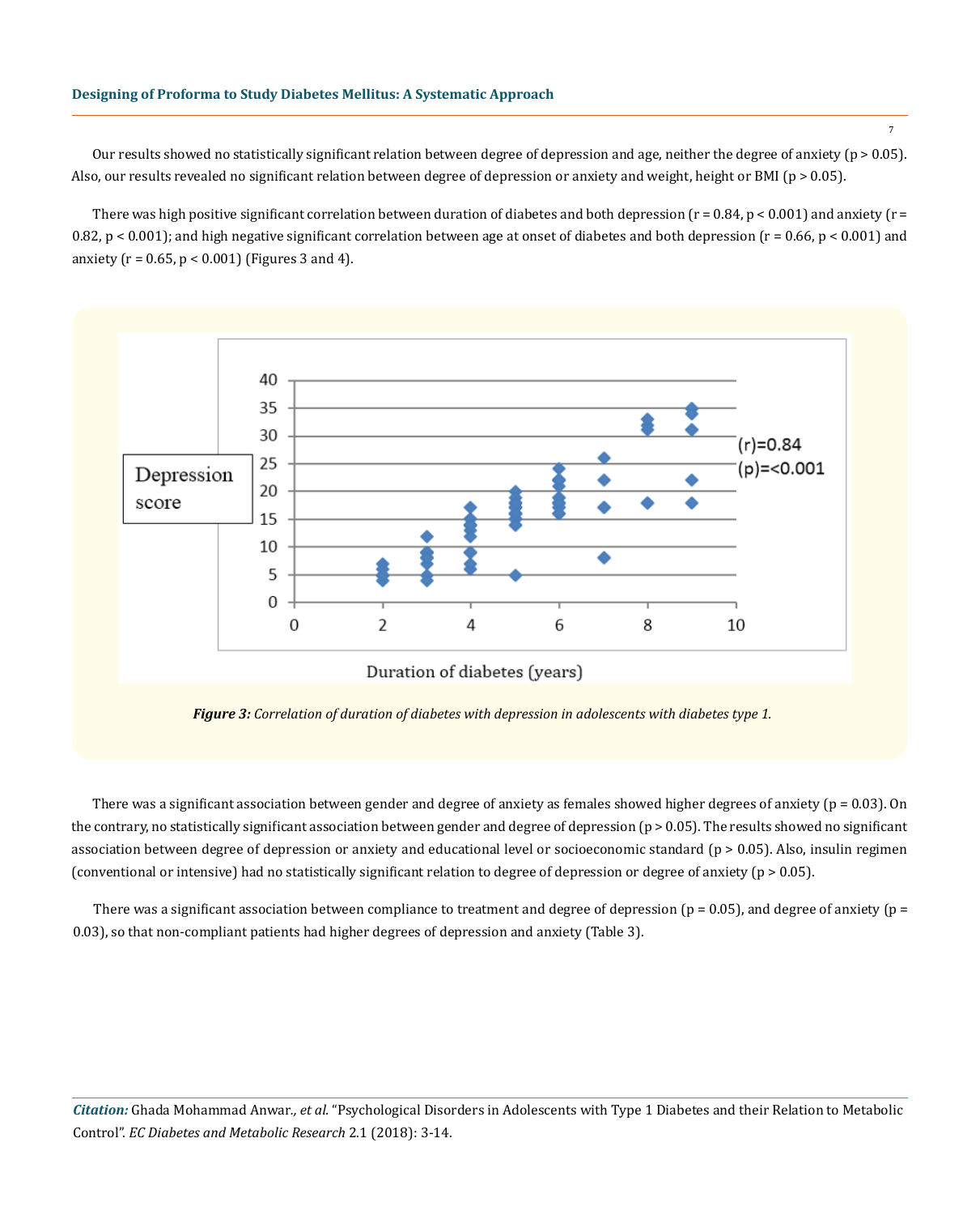Our results showed no statistically significant relation between degree of depression and age, neither the degree of anxiety ($p > 0.05$). Also, our results revealed no significant relation between degree of depression or anxiety and weight, height or BMI ($p > 0.05$).

There was high positive significant correlation between duration of diabetes and both depression ($r = 0.84$, $p < 0.001$) and anxiety ($r = 0.82$, $p < 0.001$); and high negative significant correlation between age at onset of diabetes and both depression ($r = 0.66$, $p < 0.001$) and anxiety ($r = 0.65$, $p < 0.001$) (Figures 3 and 4).

***Figure 3:*** *Correlation of duration of diabetes with depression in adolescents with diabetes type 1.*

There was a significant association between gender and degree of anxiety as females showed higher degrees of anxiety ($p = 0.03$). On the contrary, no statistically significant association between gender and degree of depression ($p > 0.05$). The results showed no significant association between degree of depression or anxiety and educational level or socioeconomic standard ($p > 0.05$). Also, insulin regimen (conventional or intensive) had no statistically significant relation to degree of depression or degree of anxiety ($p > 0.05$).

There was a significant association between compliance to treatment and degree of depression ($p = 0.05$), and degree of anxiety ($p = 0.03$), so that non-compliant patients had higher degrees of depression and anxiety (Table 3).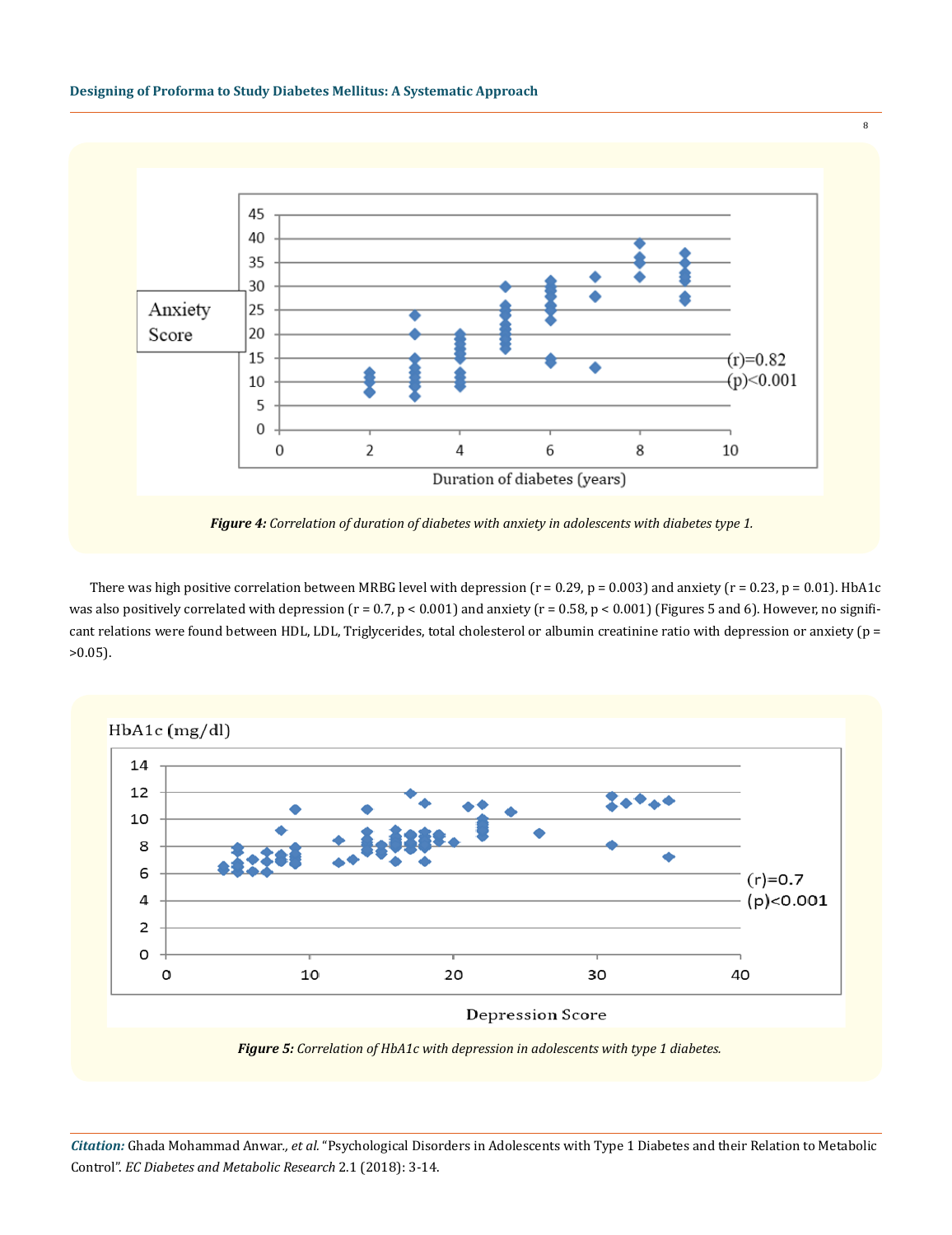Figure 4: Correlation of duration of diabetes with anxiety in adolescents with diabetes type 1.

There was high positive correlation between MRBG level with depression ($r = 0.29$, $p = 0.003$) and anxiety ($r = 0.23$, $p = 0.01$). HbA1c was also positively correlated with depression ($r = 0.7$, $p < 0.001$) and anxiety ($r = 0.58$, $p < 0.001$) (Figures 5 and 6). However, no significant relations were found between HDL, LDL, Triglycerides, total cholesterol or albumin creatinine ratio with depression or anxiety ($p = >0.05$).

***Figure 5:*** *Correlation of HbA1c with depression in adolescents with type 1 diabetes.*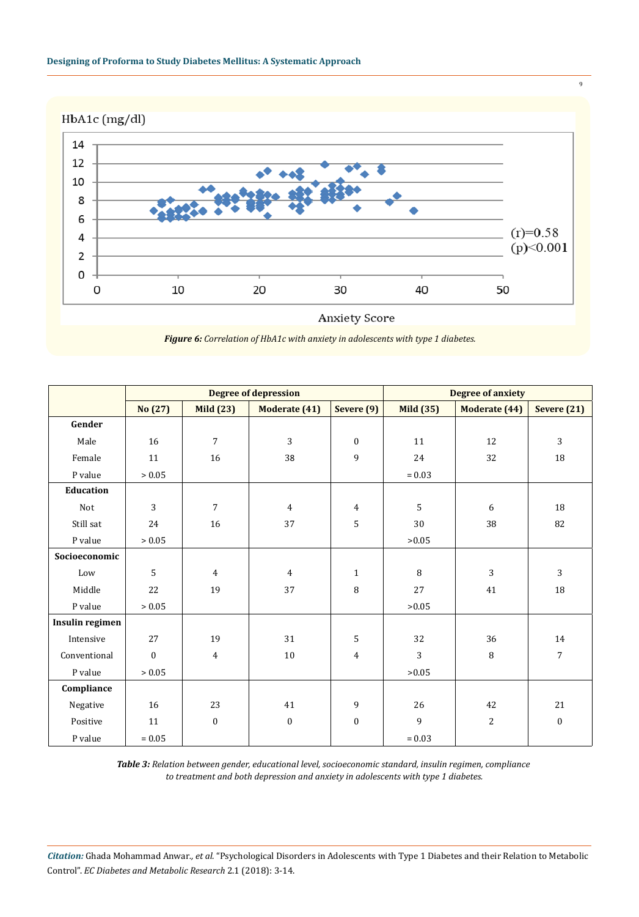*Figure 6: Correlation of HbA1c with anxiety in adolescents with type 1 diabetes.*

| | Degree of depression | | | | Degree of anxiety | | |
|---|---|---|---|---|---|---|---|
| | No (27) | Mild (23) | Moderate (41) | Severe (9) | Mild (35) | Moderate (44) | Severe (21) |
| **Gender** | | | | | | | |
| Male | 16 | 7 | 3 | 0 | 11 | 12 | 3 |
| Female | 11 | 16 | 38 | 9 | 24 | 32 | 18 |
| P value | > 0.05 | | | | = 0.03 | | |
| **Education** | | | | | | | |
| Not | 3 | 7 | 4 | 4 | 5 | 6 | 18 |
| Still sat | 24 | 16 | 37 | 5 | 30 | 38 | 82 |
| P value | > 0.05 | | | | >0.05 | | |
| **Socioeconomic** | | | | | | | |
| Low | 5 | 4 | 4 | 1 | 8 | 3 | 3 |
| Middle | 22 | 19 | 37 | 8 | 27 | 41 | 18 |
| P value | > 0.05 | | | | >0.05 | | |
| **Insulin regimen** | | | | | | | |
| Intensive | 27 | 19 | 31 | 5 | 32 | 36 | 14 |
| Conventional | 0 | 4 | 10 | 4 | 3 | 8 | 7 |
| P value | > 0.05 | | | | >0.05 | | |
| **Compliance** | | | | | | | |
| Negative | 16 | 23 | 41 | 9 | 26 | 42 | 21 |
| Positive | 11 | 0 | 0 | 0 | 9 | 2 | 0 |
| P value | = 0.05 | | | | = 0.03 | | |

***Table 3:*** *Relation between gender, educational level, socioeconomic standard, insulin regimen, compliance to treatment and both depression and anxiety in adolescents with type 1 diabetes.*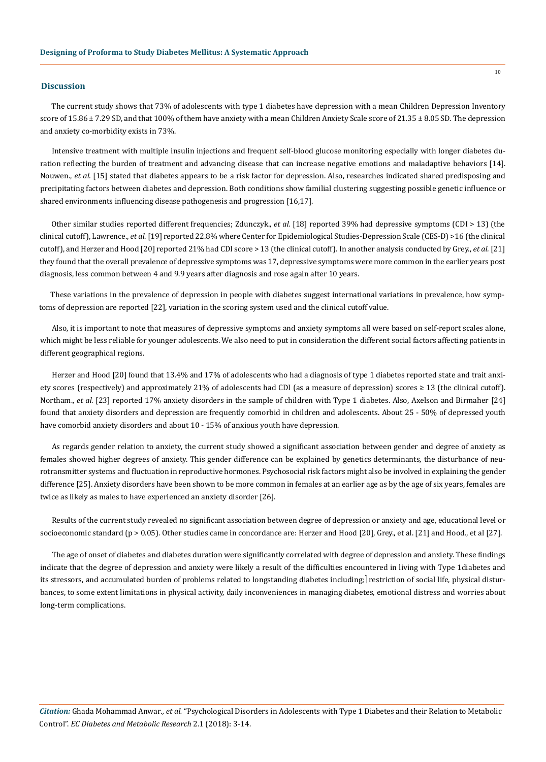## Discussion

The current study shows that 73% of adolescents with type 1 diabetes have depression with a mean Children Depression Inventory score of 15.86 ± 7.29 SD, and that 100% of them have anxiety with a mean Children Anxiety Scale score of 21.35 ± 8.05 SD. The depression and anxiety co-morbidity exists in 73%.

Intensive treatment with multiple insulin injections and frequent self-blood glucose monitoring especially with longer diabetes duration reflecting the burden of treatment and advancing disease that can increase negative emotions and maladaptive behaviors [14]. Nouwen., *et al.* [15] stated that diabetes appears to be a risk factor for depression. Also, researches indicated shared predisposing and precipitating factors between diabetes and depression. Both conditions show familial clustering suggesting possible genetic influence or shared environments influencing disease pathogenesis and progression [16,17].

Other similar studies reported different frequencies; Zdunczyk., *et al.* [18] reported 39% had depressive symptoms (CDI > 13) (the clinical cutoff), Lawrence., *et al.* [19] reported 22.8% where Center for Epidemiological Studies-Depression Scale (CES-D) >16 (the clinical cutoff), and Herzer and Hood [20] reported 21% had CDI score > 13 (the clinical cutoff). In another analysis conducted by Grey., *et al.* [21] they found that the overall prevalence of depressive symptoms was 17, depressive symptoms were more common in the earlier years post diagnosis, less common between 4 and 9.9 years after diagnosis and rose again after 10 years.

These variations in the prevalence of depression in people with diabetes suggest international variations in prevalence, how symptoms of depression are reported [22], variation in the scoring system used and the clinical cutoff value.

Also, it is important to note that measures of depressive symptoms and anxiety symptoms all were based on self-report scales alone, which might be less reliable for younger adolescents. We also need to put in consideration the different social factors affecting patients in different geographical regions.

Herzer and Hood [20] found that 13.4% and 17% of adolescents who had a diagnosis of type 1 diabetes reported state and trait anxiety scores (respectively) and approximately 21% of adolescents had CDI (as a measure of depression) scores ≥ 13 (the clinical cutoff). Northam., *et al.* [23] reported 17% anxiety disorders in the sample of children with Type 1 diabetes. Also, Axelson and Birmaher [24] found that anxiety disorders and depression are frequently comorbid in children and adolescents. About 25 - 50% of depressed youth have comorbid anxiety disorders and about 10 - 15% of anxious youth have depression.

As regards gender relation to anxiety, the current study showed a significant association between gender and degree of anxiety as females showed higher degrees of anxiety. This gender difference can be explained by genetics determinants, the disturbance of neurotransmitter systems and fluctuation in reproductive hormones. Psychosocial risk factors might also be involved in explaining the gender difference [25]. Anxiety disorders have been shown to be more common in females at an earlier age as by the age of six years, females are twice as likely as males to have experienced an anxiety disorder [26].

Results of the current study revealed no significant association between degree of depression or anxiety and age, educational level or socioeconomic standard ($p > 0.05$). Other studies came in concordance are: Herzer and Hood [20], Grey., et al. [21] and Hood., et al [27].

The age of onset of diabetes and diabetes duration were significantly correlated with degree of depression and anxiety. These findings indicate that the degree of depression and anxiety were likely a result of the difficulties encountered in living with Type 1diabetes and its stressors, and accumulated burden of problems related to longstanding diabetes including; restriction of social life, physical disturbances, to some extent limitations in physical activity, daily inconveniences in managing diabetes, emotional distress and worries about long-term complications.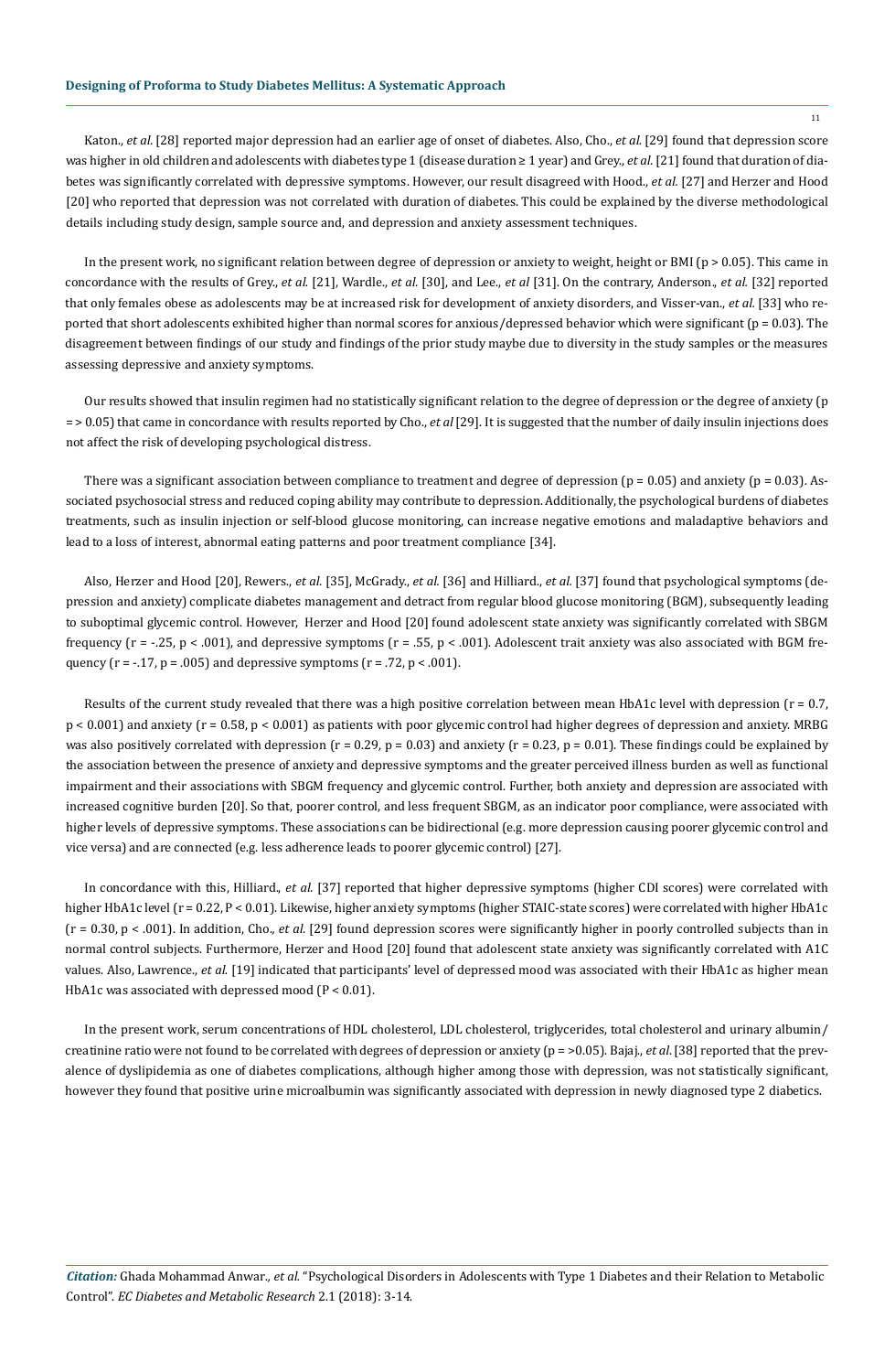Katon., *et al.* [28] reported major depression had an earlier age of onset of diabetes. Also, Cho., *et al.* [29] found that depression score was higher in old children and adolescents with diabetes type 1 (disease duration ≥ 1 year) and Grey., *et al.* [21] found that duration of diabetes was significantly correlated with depressive symptoms. However, our result disagreed with Hood., *et al.* [27] and Herzer and Hood [20] who reported that depression was not correlated with duration of diabetes. This could be explained by the diverse methodological details including study design, sample source and, and depression and anxiety assessment techniques.

In the present work, no significant relation between degree of depression or anxiety to weight, height or BMI ($p > 0.05$). This came in concordance with the results of Grey., *et al.* [21], Wardle., *et al.* [30], and Lee., *et al* [31]. On the contrary, Anderson., *et al.* [32] reported that only females obese as adolescents may be at increased risk for development of anxiety disorders, and Visser-van., *et al.* [33] who reported that short adolescents exhibited higher than normal scores for anxious/depressed behavior which were significant ($p = 0.03$). The disagreement between findings of our study and findings of the prior study maybe due to diversity in the study samples or the measures assessing depressive and anxiety symptoms.

Our results showed that insulin regimen had no statistically significant relation to the degree of depression or the degree of anxiety (p = > 0.05) that came in concordance with results reported by Cho., *et al* [29]. It is suggested that the number of daily insulin injections does not affect the risk of developing psychological distress.

There was a significant association between compliance to treatment and degree of depression ($p = 0.05$) and anxiety ($p = 0.03$). Associated psychosocial stress and reduced coping ability may contribute to depression. Additionally, the psychological burdens of diabetes treatments, such as insulin injection or self-blood glucose monitoring, can increase negative emotions and maladaptive behaviors and lead to a loss of interest, abnormal eating patterns and poor treatment compliance [34].

Also, Herzer and Hood [20], Rewers., *et al.* [35], McGrady., *et al.* [36] and Hilliard., *et al.* [37] found that psychological symptoms (depression and anxiety) complicate diabetes management and detract from regular blood glucose monitoring (BGM), subsequently leading to suboptimal glycemic control. However, Herzer and Hood [20] found adolescent state anxiety was significantly correlated with SBGM frequency ($r = -.25$, $p < .001$), and depressive symptoms ($r = .55$, $p < .001$). Adolescent trait anxiety was also associated with BGM frequency ($r = -.17$, $p = .005$) and depressive symptoms ($r = .72$, $p < .001$).

Results of the current study revealed that there was a high positive correlation between mean HbA1c level with depression ($r = 0.7$, $p < 0.001$) and anxiety ($r = 0.58$, $p < 0.001$) as patients with poor glycemic control had higher degrees of depression and anxiety. MRBG was also positively correlated with depression ($r = 0.29$, $p = 0.03$) and anxiety ($r = 0.23$, $p = 0.01$). These findings could be explained by the association between the presence of anxiety and depressive symptoms and the greater perceived illness burden as well as functional impairment and their associations with SBGM frequency and glycemic control. Further, both anxiety and depression are associated with increased cognitive burden [20]. So that, poorer control, and less frequent SBGM, as an indicator poor compliance, were associated with higher levels of depressive symptoms. These associations can be bidirectional (e.g. more depression causing poorer glycemic control and vice versa) and are connected (e.g. less adherence leads to poorer glycemic control) [27].

In concordance with this, Hilliard., *et al.* [37] reported that higher depressive symptoms (higher CDI scores) were correlated with higher HbA1c level ($r = 0.22$, $P < 0.01$). Likewise, higher anxiety symptoms (higher STAIC-state scores) were correlated with higher HbA1c ($r = 0.30$, $p < .001$). In addition, Cho., *et al.* [29] found depression scores were significantly higher in poorly controlled subjects than in normal control subjects. Furthermore, Herzer and Hood [20] found that adolescent state anxiety was significantly correlated with A1C values. Also, Lawrence., *et al.* [19] indicated that participants' level of depressed mood was associated with their HbA1c as higher mean HbA1c was associated with depressed mood ($P < 0.01$).

In the present work, serum concentrations of HDL cholesterol, LDL cholesterol, triglycerides, total cholesterol and urinary albumin/creatinine ratio were not found to be correlated with degrees of depression or anxiety (p = >0.05). Bajaj., *et al.* [38] reported that the prevalence of dyslipidemia as one of diabetes complications, although higher among those with depression, was not statistically significant, however they found that positive urine microalbumin was significantly associated with depression in newly diagnosed type 2 diabetics.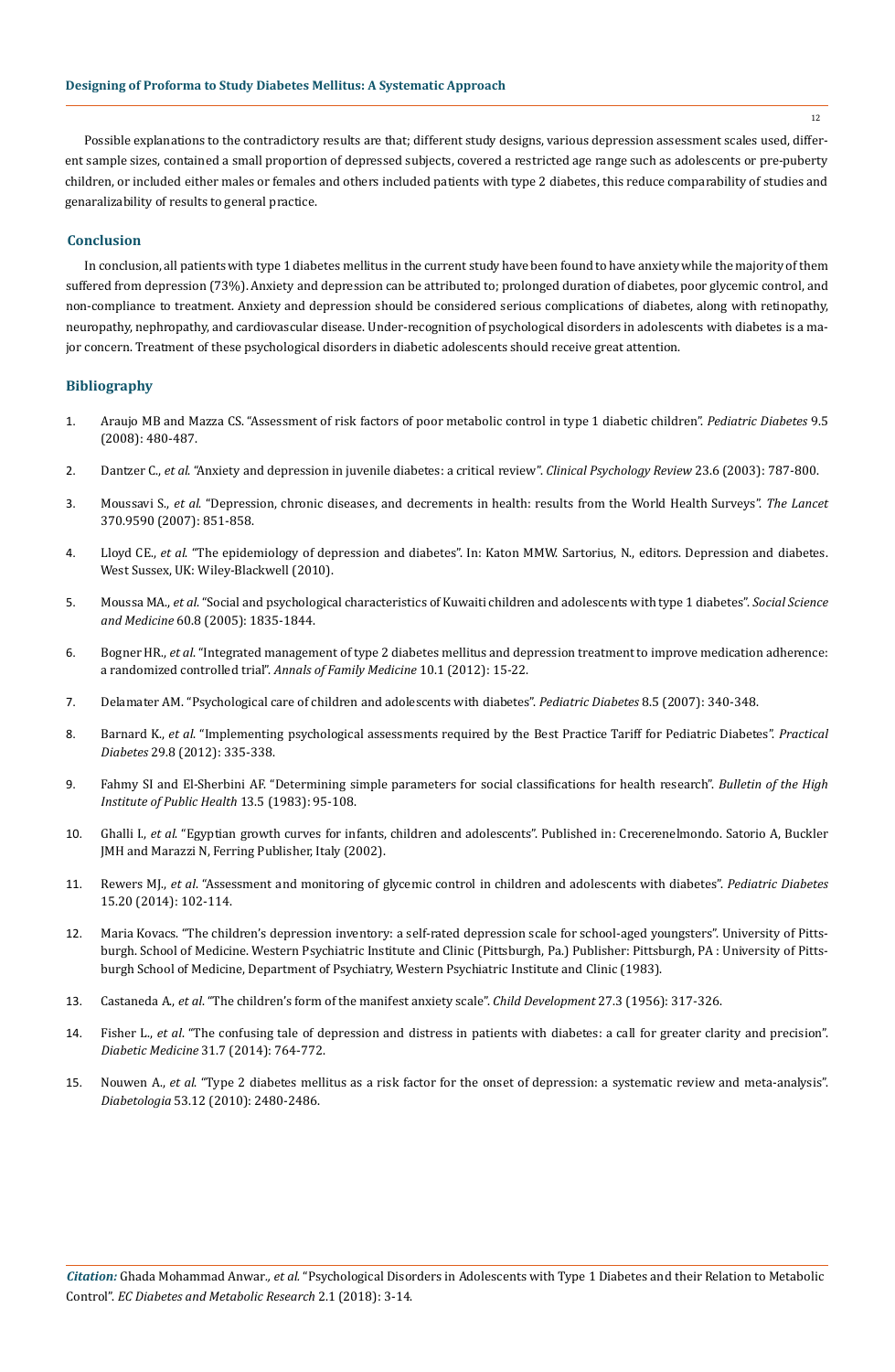Possible explanations to the contradictory results are that; different study designs, various depression assessment scales used, different sample sizes, contained a small proportion of depressed subjects, covered a restricted age range such as adolescents or pre-puberty children, or included either males or females and others included patients with type 2 diabetes, this reduce comparability of studies and genaralizability of results to general practice.

## Conclusion

In conclusion, all patients with type 1 diabetes mellitus in the current study have been found to have anxiety while the majority of them suffered from depression (73%). Anxiety and depression can be attributed to; prolonged duration of diabetes, poor glycemic control, and non-compliance to treatment. Anxiety and depression should be considered serious complications of diabetes, along with retinopathy, neuropathy, nephropathy, and cardiovascular disease. Under-recognition of psychological disorders in adolescents with diabetes is a major concern. Treatment of these psychological disorders in diabetic adolescents should receive great attention.

## Bibliography

1. Araujo MB and Mazza CS. "Assessment of risk factors of poor metabolic control in type 1 diabetic children". *Pediatric Diabetes* 9.5 (2008): 480-487.
2. Dantzer C., *et al*. "Anxiety and depression in juvenile diabetes: a critical review". *Clinical Psychology Review* 23.6 (2003): 787-800.
3. Moussavi S., *et al*. "Depression, chronic diseases, and decrements in health: results from the World Health Surveys". *The Lancet* 370.9590 (2007): 851-858.
4. Lloyd CE., *et al*. "The epidemiology of depression and diabetes". In: Katon MMW. Sartorius, N., editors. Depression and diabetes. West Sussex, UK: Wiley-Blackwell (2010).
5. Moussa MA., *et al*. "Social and psychological characteristics of Kuwaiti children and adolescents with type 1 diabetes". *Social Science and Medicine* 60.8 (2005): 1835-1844.
6. Bogner HR., *et al*. "Integrated management of type 2 diabetes mellitus and depression treatment to improve medication adherence: a randomized controlled trial". *Annals of Family Medicine* 10.1 (2012): 15-22.
7. Delamater AM. "Psychological care of children and adolescents with diabetes". *Pediatric Diabetes* 8.5 (2007): 340-348.
8. Barnard K., *et al*. "Implementing psychological assessments required by the Best Practice Tariff for Pediatric Diabetes". *Practical Diabetes* 29.8 (2012): 335-338.
9. Fahmy SI and El-Sherbini AF. "Determining simple parameters for social classifications for health research". *Bulletin of the High Institute of Public Health* 13.5 (1983): 95-108.
10. Ghalli I., *et al*. "Egyptian growth curves for infants, children and adolescents". Published in: Crecerenelmondo. Satorio A, Buckler JMH and Marazzi N, Ferring Publisher, Italy (2002).
11. Rewers MJ., *et al*. "Assessment and monitoring of glycemic control in children and adolescents with diabetes". *Pediatric Diabetes* 15.20 (2014): 102-114.
12. Maria Kovacs. "The children's depression inventory: a self-rated depression scale for school-aged youngsters". University of Pittsburgh. School of Medicine. Western Psychiatric Institute and Clinic (Pittsburgh, Pa.) Publisher: Pittsburgh, PA : University of Pittsburgh School of Medicine, Department of Psychiatry, Western Psychiatric Institute and Clinic (1983).
13. Castaneda A., *et al*. "The children's form of the manifest anxiety scale". *Child Development* 27.3 (1956): 317-326.
14. Fisher L., *et al*. "The confusing tale of depression and distress in patients with diabetes: a call for greater clarity and precision". *Diabetic Medicine* 31.7 (2014): 764-772.
15. Nouwen A., *et al*. "Type 2 diabetes mellitus as a risk factor for the onset of depression: a systematic review and meta-analysis". *Diabetologia* 53.12 (2010): 2480-2486.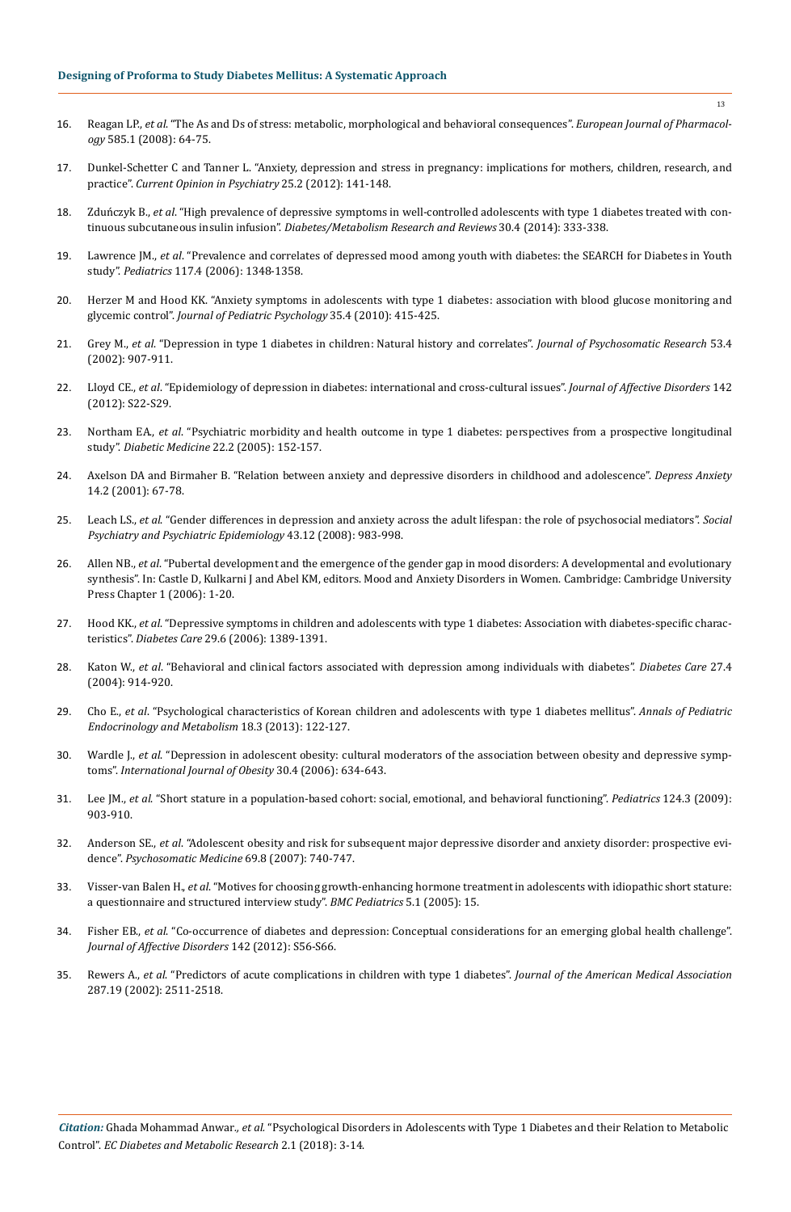16. Reagan LP., *et al*. "The As and Ds of stress: metabolic, morphological and behavioral consequences". *European Journal of Pharmacology* 585.1 (2008): 64-75.

17. Dunkel-Schetter C and Tanner L. "Anxiety, depression and stress in pregnancy: implications for mothers, children, research, and practice". *Current Opinion in Psychiatry* 25.2 (2012): 141-148.

18. Zduńczyk B., *et al*. "High prevalence of depressive symptoms in well-controlled adolescents with type 1 diabetes treated with continuous subcutaneous insulin infusion". *Diabetes/Metabolism Research and Reviews* 30.4 (2014): 333-338.

19. Lawrence JM., *et al*. "Prevalence and correlates of depressed mood among youth with diabetes: the SEARCH for Diabetes in Youth study". *Pediatrics* 117.4 (2006): 1348-1358.

20. Herzer M and Hood KK. "Anxiety symptoms in adolescents with type 1 diabetes: association with blood glucose monitoring and glycemic control". *Journal of Pediatric Psychology* 35.4 (2010): 415-425.

21. Grey M., *et al*. "Depression in type 1 diabetes in children: Natural history and correlates". *Journal of Psychosomatic Research* 53.4 (2002): 907-911.

22. Lloyd CE., *et al*. "Epidemiology of depression in diabetes: international and cross-cultural issues". *Journal of Affective Disorders* 142 (2012): S22-S29.

23. Northam EA., *et al*. "Psychiatric morbidity and health outcome in type 1 diabetes: perspectives from a prospective longitudinal study". *Diabetic Medicine* 22.2 (2005): 152-157.

24. Axelson DA and Birmaher B. "Relation between anxiety and depressive disorders in childhood and adolescence". *Depress Anxiety* 14.2 (2001): 67-78.

25. Leach LS., *et al*. "Gender differences in depression and anxiety across the adult lifespan: the role of psychosocial mediators". *Social Psychiatry and Psychiatric Epidemiology* 43.12 (2008): 983-998.

26. Allen NB., *et al*. "Pubertal development and the emergence of the gender gap in mood disorders: A developmental and evolutionary synthesis". In: Castle D, Kulkarni J and Abel KM, editors. Mood and Anxiety Disorders in Women. Cambridge: Cambridge University Press Chapter 1 (2006): 1-20.

27. Hood KK., *et al*. "Depressive symptoms in children and adolescents with type 1 diabetes: Association with diabetes-specific characteristics". *Diabetes Care* 29.6 (2006): 1389-1391.

28. Katon W., *et al*. "Behavioral and clinical factors associated with depression among individuals with diabetes". *Diabetes Care* 27.4 (2004): 914-920.

29. Cho E., *et al*. "Psychological characteristics of Korean children and adolescents with type 1 diabetes mellitus". *Annals of Pediatric Endocrinology and Metabolism* 18.3 (2013): 122-127.

30. Wardle J., *et al*. "Depression in adolescent obesity: cultural moderators of the association between obesity and depressive symptoms". *International Journal of Obesity* 30.4 (2006): 634-643.

31. Lee JM., *et al*. "Short stature in a population-based cohort: social, emotional, and behavioral functioning". *Pediatrics* 124.3 (2009): 903-910.

32. Anderson SE., *et al*. "Adolescent obesity and risk for subsequent major depressive disorder and anxiety disorder: prospective evidence". *Psychosomatic Medicine* 69.8 (2007): 740-747.

33. Visser-van Balen H., *et al*. "Motives for choosing growth-enhancing hormone treatment in adolescents with idiopathic short stature: a questionnaire and structured interview study". *BMC Pediatrics* 5.1 (2005): 15.

34. Fisher EB., *et al*. "Co-occurrence of diabetes and depression: Conceptual considerations for an emerging global health challenge". *Journal of Affective Disorders* 142 (2012): S56-S66.

35. Rewers A., *et al*. "Predictors of acute complications in children with type 1 diabetes". *Journal of the American Medical Association* 287.19 (2002): 2511-2518.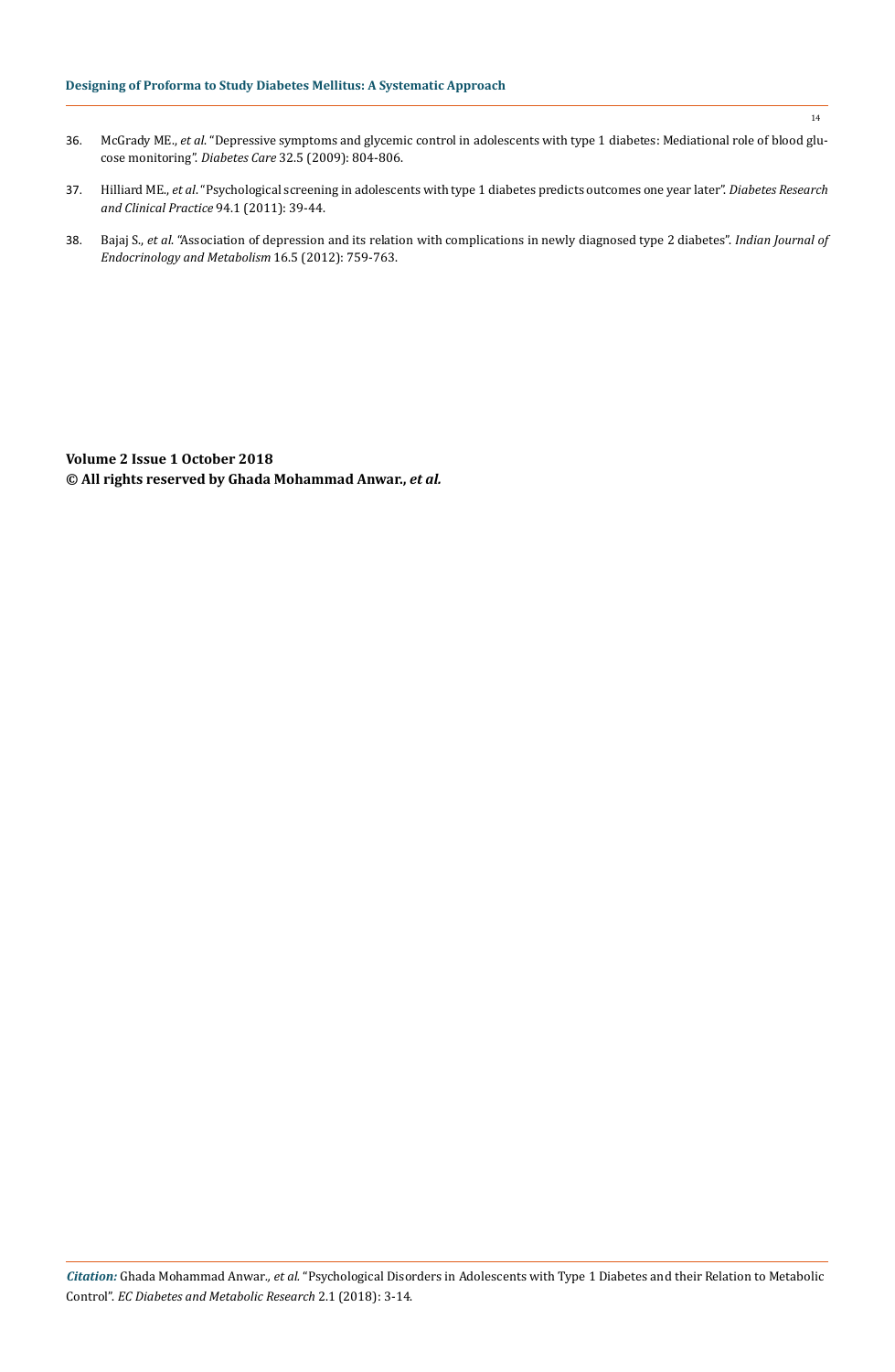36. McGrady ME., *et al.* "Depressive symptoms and glycemic control in adolescents with type 1 diabetes: Mediational role of blood glucose monitoring". *Diabetes Care* 32.5 (2009): 804-806.

37. Hilliard ME., *et al.* "Psychological screening in adolescents with type 1 diabetes predicts outcomes one year later". *Diabetes Research and Clinical Practice* 94.1 (2011): 39-44.

38. Bajaj S., *et al.* "Association of depression and its relation with complications in newly diagnosed type 2 diabetes". *Indian Journal of Endocrinology and Metabolism* 16.5 (2012): 759-763.

**Volume 2 Issue 1 October 2018**
**© All rights reserved by Ghada Mohammad Anwar., *et al.***